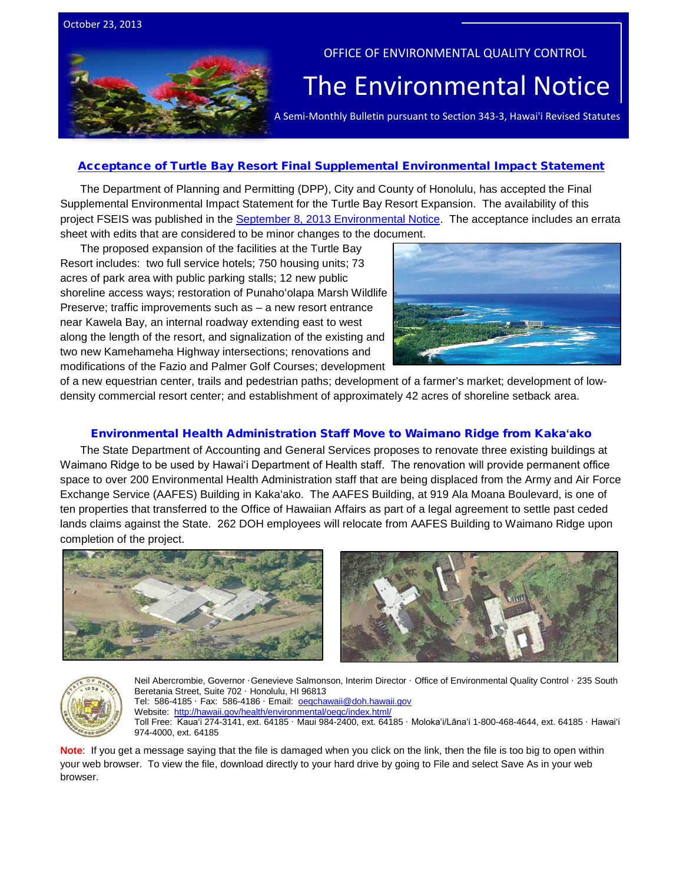October 23, 2013

OFFICE OF ENVIRONMENTAL QUALITY CONTROL

# The Environmental Notice

A Semi-Monthly Bulletin pursuant to Section 343-3, Hawai'i Revised Statutes

## Acceptance of Turtle Bay Resort Final Supplemental Environmental Impact Statement

The Department of Planning and Permitting (DPP), City and County of Honolulu, has accepted the Final Supplemental Environmental Impact Statement for the Turtle Bay Resort Expansion. The availability of this project FSEIS was published in the September 8, 2013 Environmental Notice. The acceptance includes an errata sheet with edits that are considered to be minor changes to the document.

The proposed expansion of the facilities at the Turtle Bay Resort includes: two full service hotels; 750 housing units; 73 acres of park area with public parking stalls; 12 new public shoreline access ways; restoration of Punahoʻolapa Marsh Wildlife Preserve; traffic improvements such as – a new resort entrance near Kawela Bay, an internal roadway extending east to west along the length of the resort, and signalization of the existing and two new Kamehameha Highway intersections; renovations and modifications of the Fazio and Palmer Golf Courses; development of a new equestrian center, trails and pedestrian paths; development of a farmer's market; development of low-density commercial resort center; and establishment of approximately 42 acres of shoreline setback area.

## Environmental Health Administration Staff Move to Waimano Ridge from Kakaʻako

The State Department of Accounting and General Services proposes to renovate three existing buildings at Waimano Ridge to be used by Hawaiʻi Department of Health staff. The renovation will provide permanent office space to over 200 Environmental Health Administration staff that are being displaced from the Army and Air Force Exchange Service (AAFES) Building in Kakaʻako. The AAFES Building, at 919 Ala Moana Boulevard, is one of ten properties that transferred to the Office of Hawaiian Affairs as part of a legal agreement to settle past ceded lands claims against the State. 262 DOH employees will relocate from AAFES Building to Waimano Ridge upon completion of the project.

Neil Abercrombie, Governor · Genevieve Salmonson, Interim Director · Office of Environmental Quality Control · 235 South Beretania Street, Suite 702 · Honolulu, HI 96813
Tel: 586-4185 · Fax: 586-4186 · Email: oeqchawaii@doh.hawaii.gov
Website: http://hawaii.gov/health/environmental/oeqc/index.html/
Toll Free: Kauaʻi 274-3141, ext. 64185 · Maui 984-2400, ext. 64185 · Molokaʻi/Lānaʻi 1-800-468-4644, ext. 64185 · Hawaiʻi 974-4000, ext. 64185

**Note**: If you get a message saying that the file is damaged when you click on the link, then the file is too big to open within your web browser. To view the file, download directly to your hard drive by going to File and select Save As in your web browser.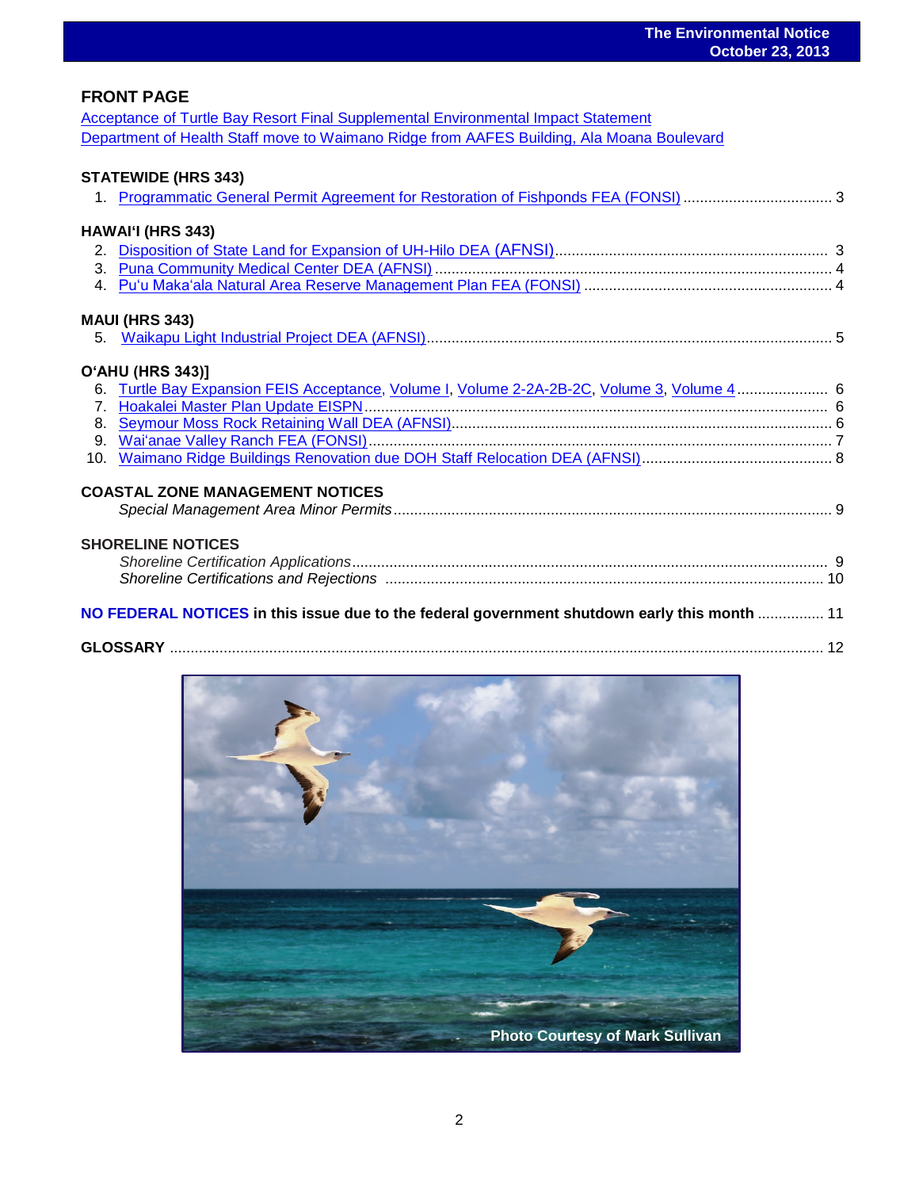## FRONT PAGE

Acceptance of Turtle Bay Resort Final Supplemental Environmental Impact Statement
Department of Health Staff move to Waimano Ridge from AAFES Building, Ala Moana Boulevard

### STATEWIDE (HRS 343)

1. Programmatic General Permit Agreement for Restoration of Fishponds FEA (FONSI) .................................... 3

### HAWAIʻI (HRS 343)

2. Disposition of State Land for Expansion of UH-Hilo DEA (AFNSI)................................................................ 3
3. Puna Community Medical Center DEA (AFNSI) ............................................................................................. 4
4. Puʻu Makaʻala Natural Area Reserve Management Plan FEA (FONSI) ........................................................... 4

### MAUI (HRS 343)

5. Waikapu Light Industrial Project DEA (AFNSI)................................................................................................. 5

### OʻAHU (HRS 343)]

6. Turtle Bay Expansion FEIS Acceptance, Volume I, Volume 2-2A-2B-2C, Volume 3, Volume 4 ...................... 6
7. Hoakalei Master Plan Update EISPN ............................................................................................................... 6
8. Seymour Moss Rock Retaining Wall DEA (AFNSI)........................................................................................... 6
9. Waiʻanae Valley Ranch FEA (FONSI) ............................................................................................................... 7
10. Waimano Ridge Buildings Renovation due DOH Staff Relocation DEA (AFNSI).............................................. 8

### COASTAL ZONE MANAGEMENT NOTICES

*Special Management Area Minor Permits* ......................................................................................... 9

### SHORELINE NOTICES

*Shoreline Certification Applications* ................................................................................................... 9
*Shoreline Certifications and Rejections* ......................................................................................... 10

**NO FEDERAL NOTICES in this issue due to the federal government shutdown early this month** ................ 11

**GLOSSARY** ............................................................................................................................................ 12

Photo Courtesy of Mark Sullivan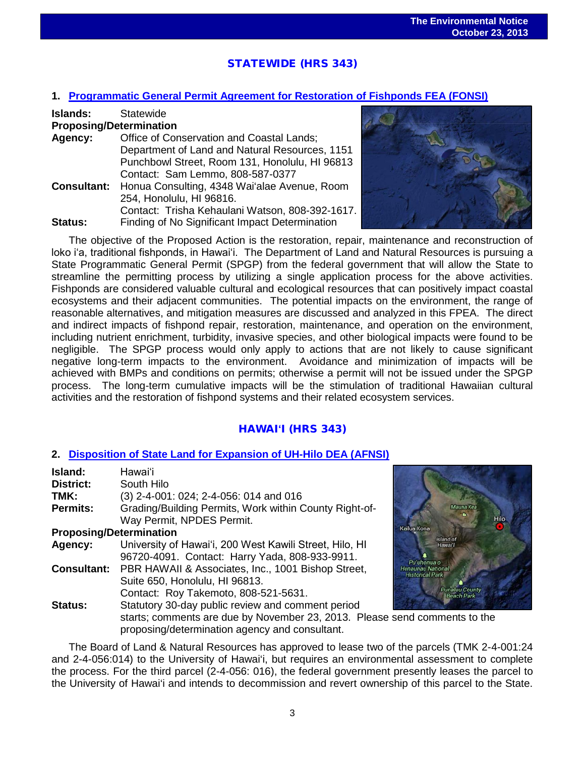## STATEWIDE (HRS 343)

### 1. Programmatic General Permit Agreement for Restoration of Fishponds FEA (FONSI)

**Islands:** Statewide

**Proposing/Determination**

**Agency:** Office of Conservation and Coastal Lands; Department of Land and Natural Resources, 1151 Punchbowl Street, Room 131, Honolulu, HI 96813
Contact: Sam Lemmo, 808-587-0377

**Consultant:** Honua Consulting, 4348 Waiʻalae Avenue, Room 254, Honolulu, HI 96816.
Contact: Trisha Kehaulani Watson, 808-392-1617.

**Status:** Finding of No Significant Impact Determination

The objective of the Proposed Action is the restoration, repair, maintenance and reconstruction of loko iʻa, traditional fishponds, in Hawaiʻi. The Department of Land and Natural Resources is pursuing a State Programmatic General Permit (SPGP) from the federal government that will allow the State to streamline the permitting process by utilizing a single application process for the above activities. Fishponds are considered valuable cultural and ecological resources that can positively impact coastal ecosystems and their adjacent communities. The potential impacts on the environment, the range of reasonable alternatives, and mitigation measures are discussed and analyzed in this FPEA. The direct and indirect impacts of fishpond repair, restoration, maintenance, and operation on the environment, including nutrient enrichment, turbidity, invasive species, and other biological impacts were found to be negligible. The SPGP process would only apply to actions that are not likely to cause significant negative long-term impacts to the environment. Avoidance and minimization of impacts will be achieved with BMPs and conditions on permits; otherwise a permit will not be issued under the SPGP process. The long-term cumulative impacts will be the stimulation of traditional Hawaiian cultural activities and the restoration of fishpond systems and their related ecosystem services.

## HAWAIʻI (HRS 343)

### 2. Disposition of State Land for Expansion of UH-Hilo DEA (AFNSI)

**Island:** Hawaiʻi

**District:** South Hilo

**TMK:** (3) 2-4-001: 024; 2-4-056: 014 and 016

**Permits:** Grading/Building Permits, Work within County Right-of-Way Permit, NPDES Permit.

**Proposing/Determination**

**Agency:** University of Hawaiʻi, 200 West Kawili Street, Hilo, HI 96720-4091. Contact: Harry Yada, 808-933-9911.

**Consultant:** PBR HAWAII & Associates, Inc., 1001 Bishop Street, Suite 650, Honolulu, HI 96813.
Contact: Roy Takemoto, 808-521-5631.

**Status:** Statutory 30-day public review and comment period starts; comments are due by November 23, 2013. Please send comments to the proposing/determination agency and consultant.

The Board of Land & Natural Resources has approved to lease two of the parcels (TMK 2-4-001:24 and 2-4-056:014) to the University of Hawaiʻi, but requires an environmental assessment to complete the process. For the third parcel (2-4-056: 016), the federal government presently leases the parcel to the University of Hawaiʻi and intends to decommission and revert ownership of this parcel to the State.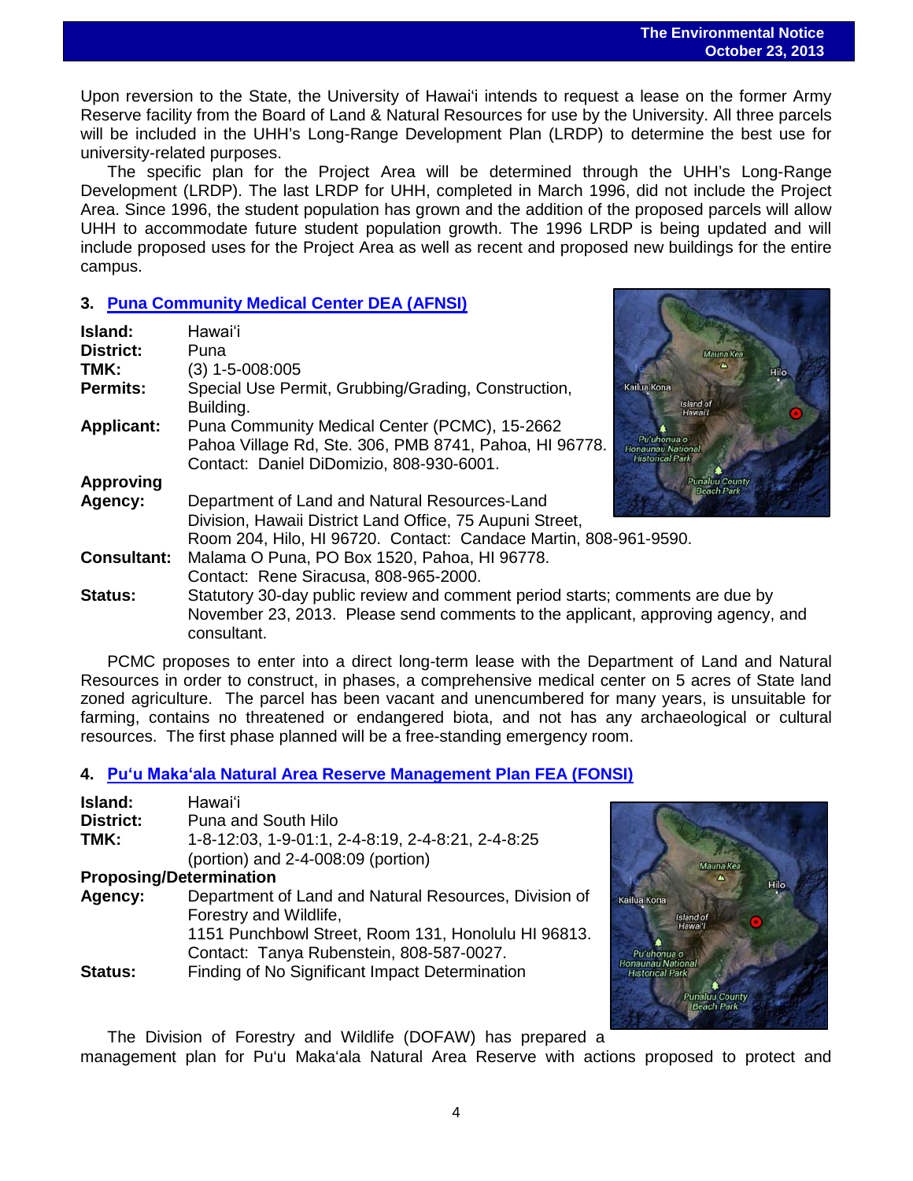Upon reversion to the State, the University of Hawaiʻi intends to request a lease on the former Army Reserve facility from the Board of Land & Natural Resources for use by the University. All three parcels will be included in the UHH's Long-Range Development Plan (LRDP) to determine the best use for university-related purposes.

The specific plan for the Project Area will be determined through the UHH's Long-Range Development (LRDP). The last LRDP for UHH, completed in March 1996, did not include the Project Area. Since 1996, the student population has grown and the addition of the proposed parcels will allow UHH to accommodate future student population growth. The 1996 LRDP is being updated and will include proposed uses for the Project Area as well as recent and proposed new buildings for the entire campus.

### 3. Puna Community Medical Center DEA (AFNSI)

**Island:** Hawaiʻi
**District:** Puna
**TMK:** (3) 1-5-008:005
**Permits:** Special Use Permit, Grubbing/Grading, Construction, Building.
**Applicant:** Puna Community Medical Center (PCMC), 15-2662 Pahoa Village Rd, Ste. 306, PMB 8741, Pahoa, HI 96778. Contact: Daniel DiDomizio, 808-930-6001.
**Approving Agency:** Department of Land and Natural Resources-Land Division, Hawaii District Land Office, 75 Aupuni Street, Room 204, Hilo, HI 96720. Contact: Candace Martin, 808-961-9590.
**Consultant:** Malama O Puna, PO Box 1520, Pahoa, HI 96778. Contact: Rene Siracusa, 808-965-2000.
**Status:** Statutory 30-day public review and comment period starts; comments are due by November 23, 2013. Please send comments to the applicant, approving agency, and consultant.

PCMC proposes to enter into a direct long-term lease with the Department of Land and Natural Resources in order to construct, in phases, a comprehensive medical center on 5 acres of State land zoned agriculture. The parcel has been vacant and unencumbered for many years, is unsuitable for farming, contains no threatened or endangered biota, and not has any archaeological or cultural resources. The first phase planned will be a free-standing emergency room.

### 4. Puʻu Makaʻala Natural Area Reserve Management Plan FEA (FONSI)

**Island:** Hawaiʻi
**District:** Puna and South Hilo
**TMK:** 1-8-12:03, 1-9-01:1, 2-4-8:19, 2-4-8:21, 2-4-8:25 (portion) and 2-4-008:09 (portion)
**Proposing/Determination Agency:** Department of Land and Natural Resources, Division of Forestry and Wildlife, 1151 Punchbowl Street, Room 131, Honolulu HI 96813. Contact: Tanya Rubenstein, 808-587-0027.
**Status:** Finding of No Significant Impact Determination

The Division of Forestry and Wildlife (DOFAW) has prepared a management plan for Puʻu Makaʻala Natural Area Reserve with actions proposed to protect and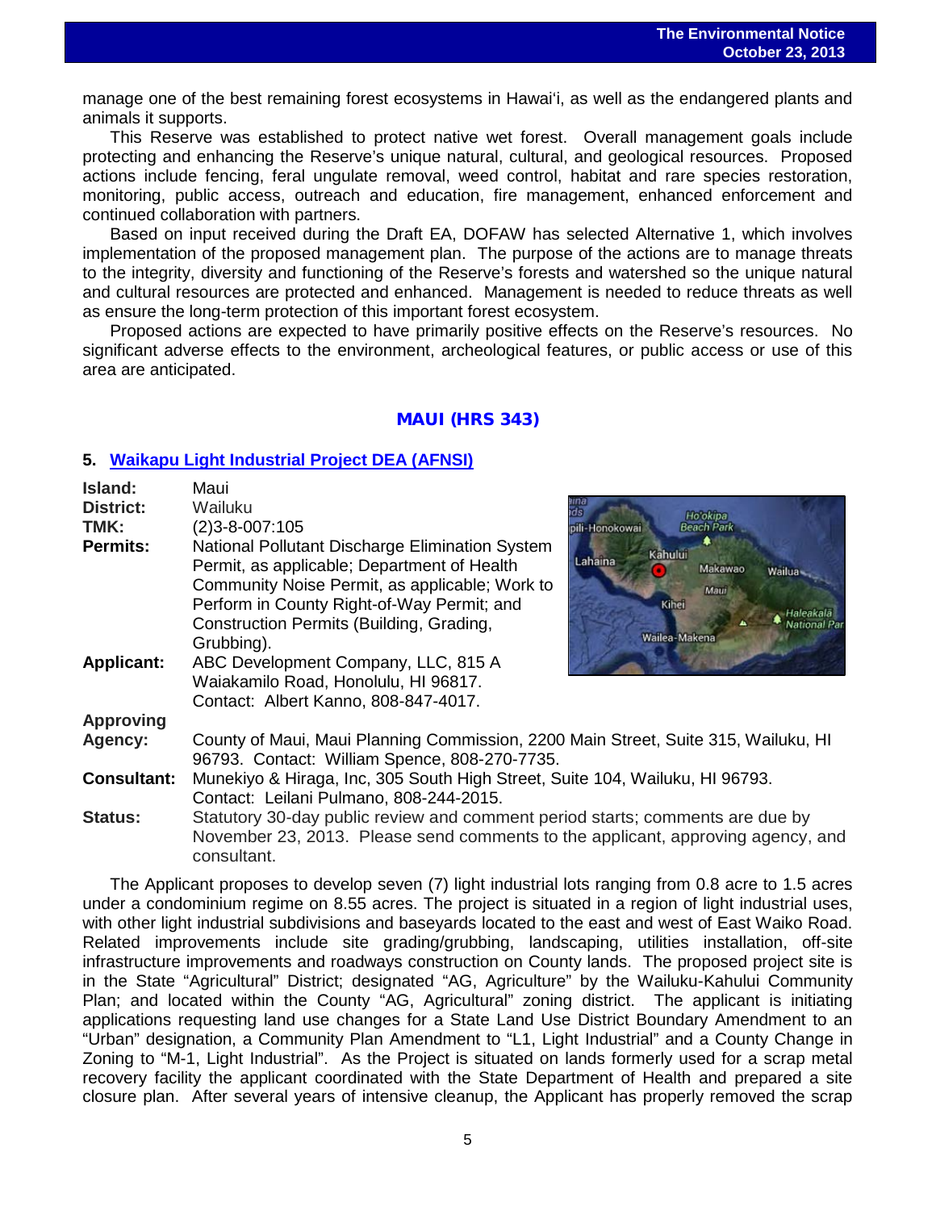manage one of the best remaining forest ecosystems in Hawaiʻi, as well as the endangered plants and animals it supports.

This Reserve was established to protect native wet forest. Overall management goals include protecting and enhancing the Reserve's unique natural, cultural, and geological resources. Proposed actions include fencing, feral ungulate removal, weed control, habitat and rare species restoration, monitoring, public access, outreach and education, fire management, enhanced enforcement and continued collaboration with partners.

Based on input received during the Draft EA, DOFAW has selected Alternative 1, which involves implementation of the proposed management plan. The purpose of the actions are to manage threats to the integrity, diversity and functioning of the Reserve's forests and watershed so the unique natural and cultural resources are protected and enhanced. Management is needed to reduce threats as well as ensure the long-term protection of this important forest ecosystem.

Proposed actions are expected to have primarily positive effects on the Reserve's resources. No significant adverse effects to the environment, archeological features, or public access or use of this area are anticipated.

## MAUI (HRS 343)

### 5. Waikapu Light Industrial Project DEA (AFNSI)

**Island:** Maui

**District:** Wailuku

**TMK:** (2)3-8-007:105

**Permits:** National Pollutant Discharge Elimination System Permit, as applicable; Department of Health Community Noise Permit, as applicable; Work to Perform in County Right-of-Way Permit; and Construction Permits (Building, Grading, Grubbing).

**Applicant:** ABC Development Company, LLC, 815 A Waiakamilo Road, Honolulu, HI 96817. Contact: Albert Kanno, 808-847-4017.

**Approving Agency:** County of Maui, Maui Planning Commission, 2200 Main Street, Suite 315, Wailuku, HI 96793. Contact: William Spence, 808-270-7735.

**Consultant:** Munekiyo & Hiraga, Inc, 305 South High Street, Suite 104, Wailuku, HI 96793. Contact: Leilani Pulmano, 808-244-2015.

**Status:** Statutory 30-day public review and comment period starts; comments are due by November 23, 2013. Please send comments to the applicant, approving agency, and consultant.

The Applicant proposes to develop seven (7) light industrial lots ranging from 0.8 acre to 1.5 acres under a condominium regime on 8.55 acres. The project is situated in a region of light industrial uses, with other light industrial subdivisions and baseyards located to the east and west of East Waiko Road. Related improvements include site grading/grubbing, landscaping, utilities installation, off-site infrastructure improvements and roadways construction on County lands. The proposed project site is in the State "Agricultural" District; designated "AG, Agriculture" by the Wailuku-Kahului Community Plan; and located within the County "AG, Agricultural" zoning district. The applicant is initiating applications requesting land use changes for a State Land Use District Boundary Amendment to an "Urban" designation, a Community Plan Amendment to "L1, Light Industrial" and a County Change in Zoning to "M-1, Light Industrial". As the Project is situated on lands formerly used for a scrap metal recovery facility the applicant coordinated with the State Department of Health and prepared a site closure plan. After several years of intensive cleanup, the Applicant has properly removed the scrap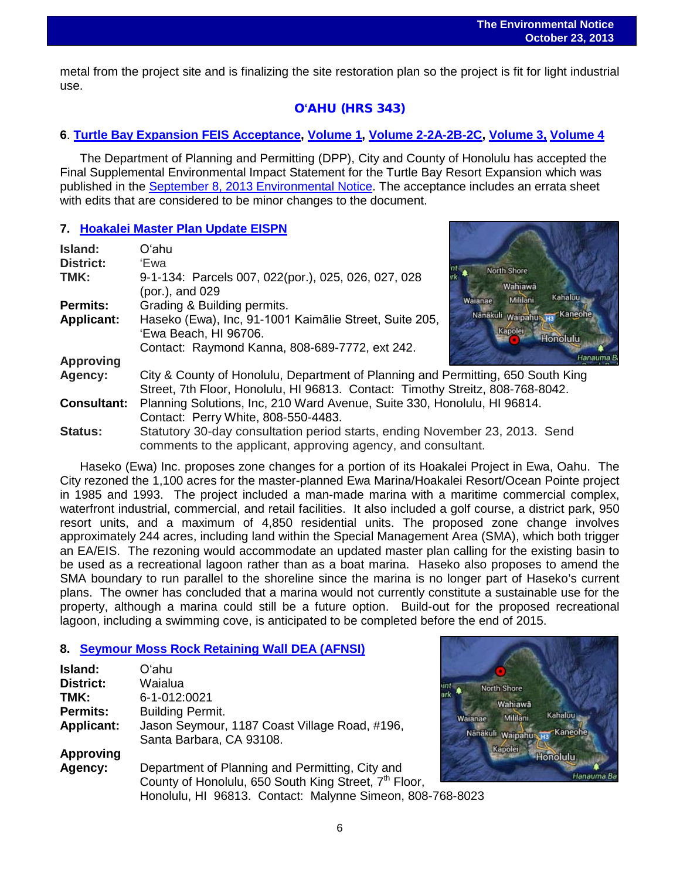metal from the project site and is finalizing the site restoration plan so the project is fit for light industrial use.

## O'AHU (HRS 343)

### 6. Turtle Bay Expansion FEIS Acceptance, Volume 1, Volume 2-2A-2B-2C, Volume 3, Volume 4

The Department of Planning and Permitting (DPP), City and County of Honolulu has accepted the Final Supplemental Environmental Impact Statement for the Turtle Bay Resort Expansion which was published in the September 8, 2013 Environmental Notice. The acceptance includes an errata sheet with edits that are considered to be minor changes to the document.

### 7. Hoakalei Master Plan Update EISPN

**Island:** O'ahu
**District:** 'Ewa
**TMK:** 9-1-134: Parcels 007, 022(por.), 025, 026, 027, 028 (por.), and 029
**Permits:** Grading & Building permits.
**Applicant:** Haseko (Ewa), Inc, 91-1001 Kaimālie Street, Suite 205, 'Ewa Beach, HI 96706.
Contact: Raymond Kanna, 808-689-7772, ext 242.
**Approving Agency:** City & County of Honolulu, Department of Planning and Permitting, 650 South King Street, 7th Floor, Honolulu, HI 96813. Contact: Timothy Streitz, 808-768-8042.
**Consultant:** Planning Solutions, Inc, 210 Ward Avenue, Suite 330, Honolulu, HI 96814. Contact: Perry White, 808-550-4483.
**Status:** Statutory 30-day consultation period starts, ending November 23, 2013. Send comments to the applicant, approving agency, and consultant.

Haseko (Ewa) Inc. proposes zone changes for a portion of its Hoakalei Project in Ewa, Oahu. The City rezoned the 1,100 acres for the master-planned Ewa Marina/Hoakalei Resort/Ocean Pointe project in 1985 and 1993. The project included a man-made marina with a maritime commercial complex, waterfront industrial, commercial, and retail facilities. It also included a golf course, a district park, 950 resort units, and a maximum of 4,850 residential units. The proposed zone change involves approximately 244 acres, including land within the Special Management Area (SMA), which both trigger an EA/EIS. The rezoning would accommodate an updated master plan calling for the existing basin to be used as a recreational lagoon rather than as a boat marina. Haseko also proposes to amend the SMA boundary to run parallel to the shoreline since the marina is no longer part of Haseko's current plans. The owner has concluded that a marina would not currently constitute a sustainable use for the property, although a marina could still be a future option. Build-out for the proposed recreational lagoon, including a swimming cove, is anticipated to be completed before the end of 2015.

### 8. Seymour Moss Rock Retaining Wall DEA (AFNSI)

**Island:** O'ahu
**District:** Waialua
**TMK:** 6-1-012:0021
**Permits:** Building Permit.
**Applicant:** Jason Seymour, 1187 Coast Village Road, #196, Santa Barbara, CA 93108.
**Approving Agency:** Department of Planning and Permitting, City and County of Honolulu, 650 South King Street, 7th Floor, Honolulu, HI 96813. Contact: Malynne Simeon, 808-768-8023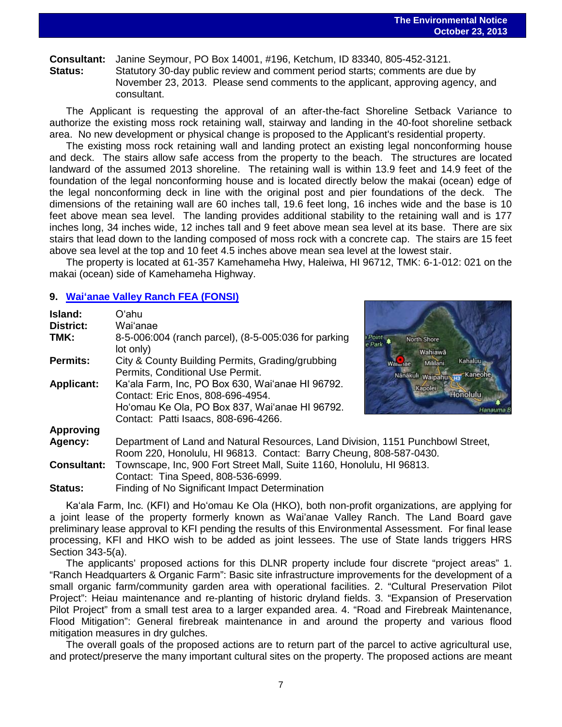**Consultant:** Janine Seymour, PO Box 14001, #196, Ketchum, ID 83340, 805-452-3121.
**Status:** Statutory 30-day public review and comment period starts; comments are due by November 23, 2013. Please send comments to the applicant, approving agency, and consultant.

The Applicant is requesting the approval of an after-the-fact Shoreline Setback Variance to authorize the existing moss rock retaining wall, stairway and landing in the 40-foot shoreline setback area. No new development or physical change is proposed to the Applicant's residential property.

The existing moss rock retaining wall and landing protect an existing legal nonconforming house and deck. The stairs allow safe access from the property to the beach. The structures are located landward of the assumed 2013 shoreline. The retaining wall is within 13.9 feet and 14.9 feet of the foundation of the legal nonconforming house and is located directly below the makai (ocean) edge of the legal nonconforming deck in line with the original post and pier foundations of the deck. The dimensions of the retaining wall are 60 inches tall, 19.6 feet long, 16 inches wide and the base is 10 feet above mean sea level. The landing provides additional stability to the retaining wall and is 177 inches long, 34 inches wide, 12 inches tall and 9 feet above mean sea level at its base. There are six stairs that lead down to the landing composed of moss rock with a concrete cap. The stairs are 15 feet above sea level at the top and 10 feet 4.5 inches above mean sea level at the lowest stair.

The property is located at 61-357 Kamehameha Hwy, Haleiwa, HI 96712, TMK: 6-1-012: 021 on the makai (ocean) side of Kamehameha Highway.

### 9. Waiʻanae Valley Ranch FEA (FONSI)

**Island:** Oʻahu
**District:** Waiʻanae
**TMK:** 8-5-006:004 (ranch parcel), (8-5-005:036 for parking lot only)
**Permits:** City & County Building Permits, Grading/grubbing Permits, Conditional Use Permit.
**Applicant:** Kaʻala Farm, Inc, PO Box 630, Waiʻanae HI 96792. Contact: Eric Enos, 808-696-4954.
Hoʻomau Ke Ola, PO Box 837, Waiʻanae HI 96792. Contact: Patti Isaacs, 808-696-4266.
**Approving Agency:** Department of Land and Natural Resources, Land Division, 1151 Punchbowl Street, Room 220, Honolulu, HI 96813. Contact: Barry Cheung, 808-587-0430.
**Consultant:** Townscape, Inc, 900 Fort Street Mall, Suite 1160, Honolulu, HI 96813. Contact: Tina Speed, 808-536-6999.
**Status:** Finding of No Significant Impact Determination

Kaʻala Farm, Inc. (KFI) and Hoʻomau Ke Ola (HKO), both non-profit organizations, are applying for a joint lease of the property formerly known as Waiʻanae Valley Ranch. The Land Board gave preliminary lease approval to KFI pending the results of this Environmental Assessment. For final lease processing, KFI and HKO wish to be added as joint lessees. The use of State lands triggers HRS Section 343-5(a).

The applicants' proposed actions for this DLNR property include four discrete "project areas" 1. "Ranch Headquarters & Organic Farm": Basic site infrastructure improvements for the development of a small organic farm/community garden area with operational facilities. 2. "Cultural Preservation Pilot Project": Heiau maintenance and re-planting of historic dryland fields. 3. "Expansion of Preservation Pilot Project" from a small test area to a larger expanded area. 4. "Road and Firebreak Maintenance, Flood Mitigation": General firebreak maintenance in and around the property and various flood mitigation measures in dry gulches.

The overall goals of the proposed actions are to return part of the parcel to active agricultural use, and protect/preserve the many important cultural sites on the property. The proposed actions are meant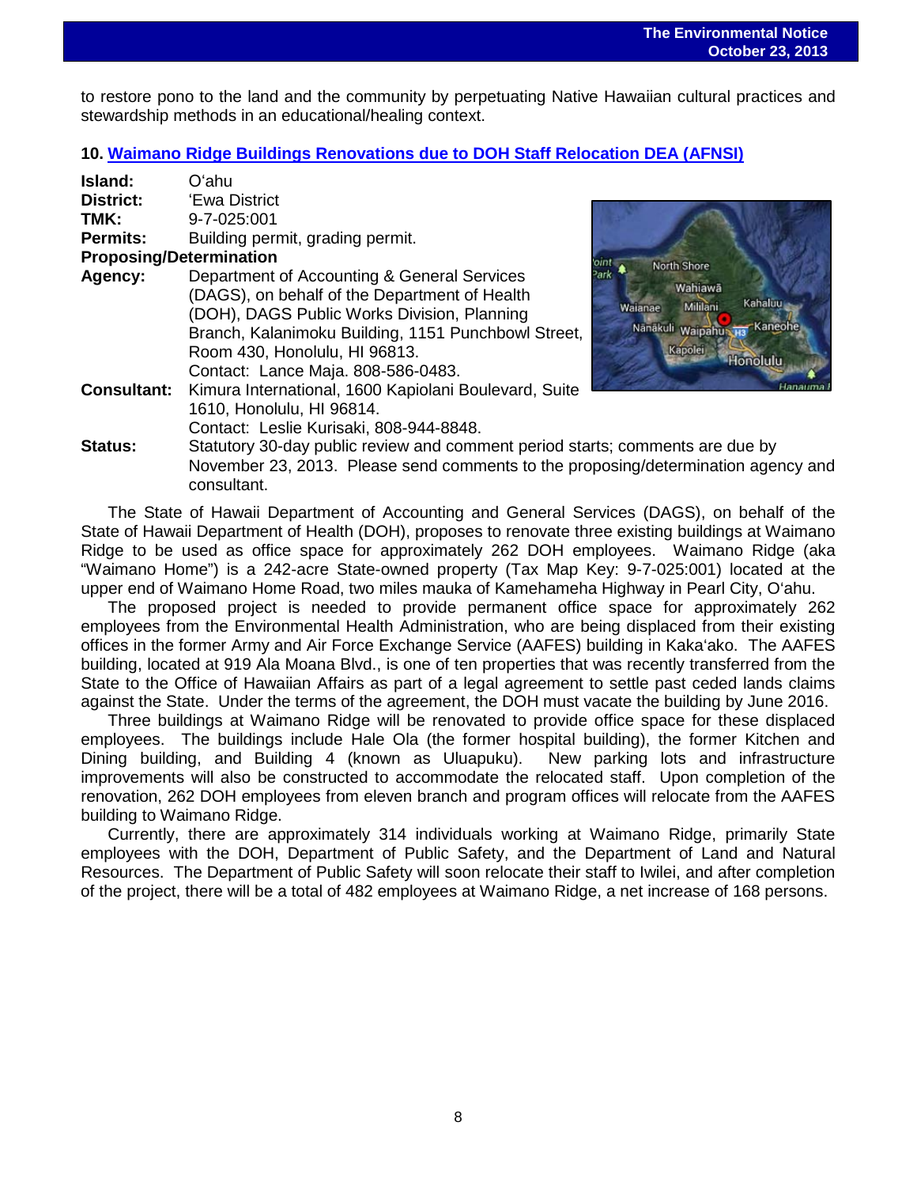to restore pono to the land and the community by perpetuating Native Hawaiian cultural practices and stewardship methods in an educational/healing context.

### 10. Waimano Ridge Buildings Renovations due to DOH Staff Relocation DEA (AFNSI)

**Island:** O'ahu
**District:** 'Ewa District
**TMK:** 9-7-025:001
**Permits:** Building permit, grading permit.
**Proposing/Determination Agency:** Department of Accounting & General Services (DAGS), on behalf of the Department of Health (DOH), DAGS Public Works Division, Planning Branch, Kalanimoku Building, 1151 Punchbowl Street, Room 430, Honolulu, HI 96813.
Contact: Lance Maja. 808-586-0483.
**Consultant:** Kimura International, 1600 Kapiolani Boulevard, Suite 1610, Honolulu, HI 96814.
Contact: Leslie Kurisaki, 808-944-8848.
**Status:** Statutory 30-day public review and comment period starts; comments are due by November 23, 2013. Please send comments to the proposing/determination agency and consultant.

The State of Hawaii Department of Accounting and General Services (DAGS), on behalf of the State of Hawaii Department of Health (DOH), proposes to renovate three existing buildings at Waimano Ridge to be used as office space for approximately 262 DOH employees. Waimano Ridge (aka "Waimano Home") is a 242-acre State-owned property (Tax Map Key: 9-7-025:001) located at the upper end of Waimano Home Road, two miles mauka of Kamehameha Highway in Pearl City, O'ahu.

The proposed project is needed to provide permanent office space for approximately 262 employees from the Environmental Health Administration, who are being displaced from their existing offices in the former Army and Air Force Exchange Service (AAFES) building in Kaka'ako. The AAFES building, located at 919 Ala Moana Blvd., is one of ten properties that was recently transferred from the State to the Office of Hawaiian Affairs as part of a legal agreement to settle past ceded lands claims against the State. Under the terms of the agreement, the DOH must vacate the building by June 2016.

Three buildings at Waimano Ridge will be renovated to provide office space for these displaced employees. The buildings include Hale Ola (the former hospital building), the former Kitchen and Dining building, and Building 4 (known as Uluapuku). New parking lots and infrastructure improvements will also be constructed to accommodate the relocated staff. Upon completion of the renovation, 262 DOH employees from eleven branch and program offices will relocate from the AAFES building to Waimano Ridge.

Currently, there are approximately 314 individuals working at Waimano Ridge, primarily State employees with the DOH, Department of Public Safety, and the Department of Land and Natural Resources. The Department of Public Safety will soon relocate their staff to Iwilei, and after completion of the project, there will be a total of 482 employees at Waimano Ridge, a net increase of 168 persons.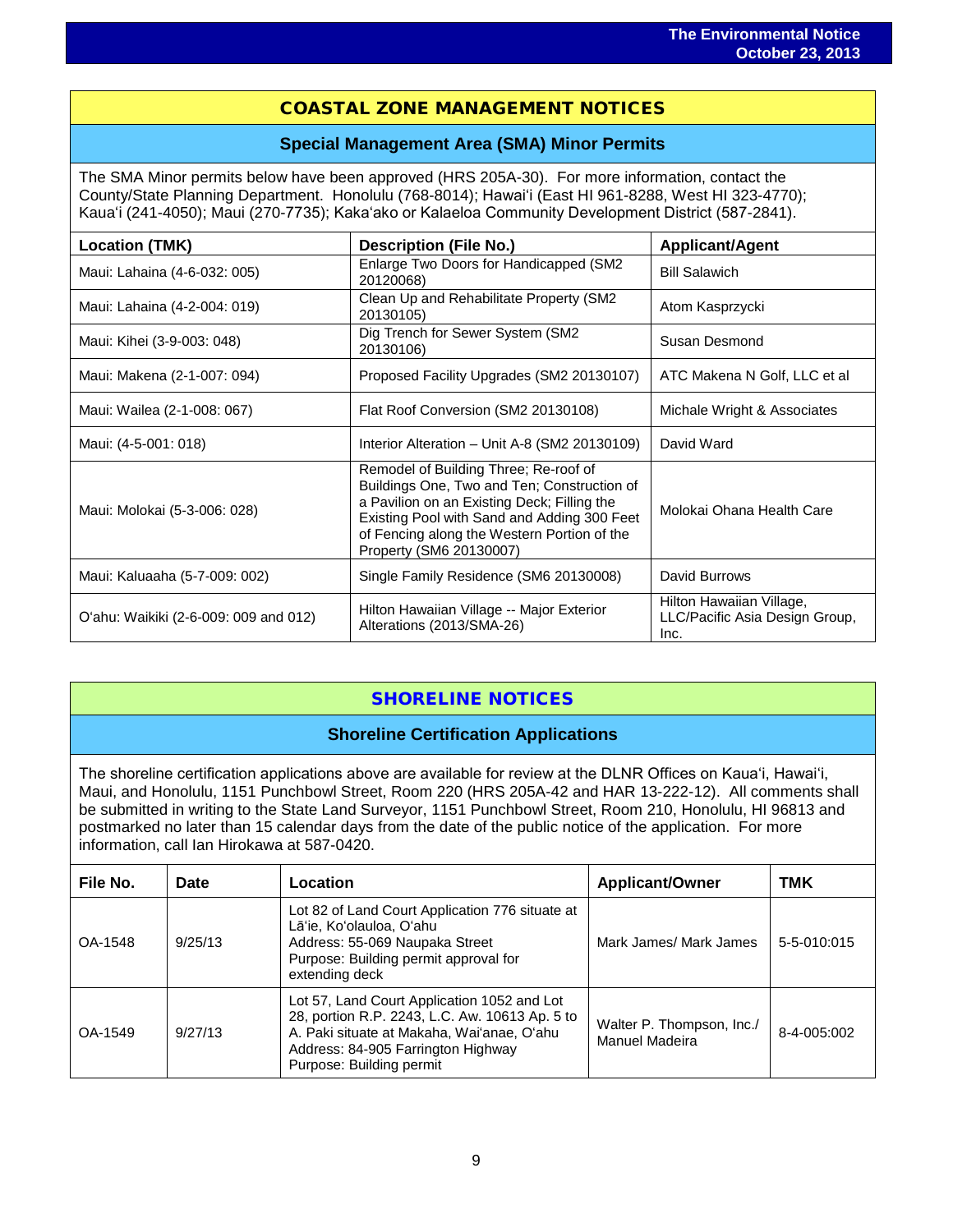## COASTAL ZONE MANAGEMENT NOTICES

### Special Management Area (SMA) Minor Permits

The SMA Minor permits below have been approved (HRS 205A-30). For more information, contact the County/State Planning Department. Honolulu (768-8014); Hawaiʻi (East HI 961-8288, West HI 323-4770); Kauaʻi (241-4050); Maui (270-7735); Kakaʻako or Kalaeloa Community Development District (587-2841).

| Location (TMK) | Description (File No.) | Applicant/Agent |
|---|---|---|
| Maui: Lahaina (4-6-032: 005) | Enlarge Two Doors for Handicapped (SM2 20120068) | Bill Salawich |
| Maui: Lahaina (4-2-004: 019) | Clean Up and Rehabilitate Property (SM2 20130105) | Atom Kasprzycki |
| Maui: Kihei (3-9-003: 048) | Dig Trench for Sewer System (SM2 20130106) | Susan Desmond |
| Maui: Makena (2-1-007: 094) | Proposed Facility Upgrades (SM2 20130107) | ATC Makena N Golf, LLC et al |
| Maui: Wailea (2-1-008: 067) | Flat Roof Conversion (SM2 20130108) | Michale Wright & Associates |
| Maui: (4-5-001: 018) | Interior Alteration – Unit A-8 (SM2 20130109) | David Ward |
| Maui: Molokai (5-3-006: 028) | Remodel of Building Three; Re-roof of Buildings One, Two and Ten; Construction of a Pavilion on an Existing Deck; Filling the Existing Pool with Sand and Adding 300 Feet of Fencing along the Western Portion of the Property (SM6 20130007) | Molokai Ohana Health Care |
| Maui: Kaluaaha (5-7-009: 002) | Single Family Residence (SM6 20130008) | David Burrows |
| Oʻahu: Waikiki (2-6-009: 009 and 012) | Hilton Hawaiian Village -- Major Exterior Alterations (2013/SMA-26) | Hilton Hawaiian Village, LLC/Pacific Asia Design Group, Inc. |

## SHORELINE NOTICES

### Shoreline Certification Applications

The shoreline certification applications above are available for review at the DLNR Offices on Kauaʻi, Hawaiʻi, Maui, and Honolulu, 1151 Punchbowl Street, Room 220 (HRS 205A-42 and HAR 13-222-12). All comments shall be submitted in writing to the State Land Surveyor, 1151 Punchbowl Street, Room 210, Honolulu, HI 96813 and postmarked no later than 15 calendar days from the date of the public notice of the application. For more information, call Ian Hirokawa at 587-0420.

| File No. | Date | Location | Applicant/Owner | TMK |
|---|---|---|---|---|
| OA-1548 | 9/25/13 | Lot 82 of Land Court Application 776 situate at Lāʻie, Koʻolauloa, Oʻahu<br>Address: 55-069 Naupaka Street<br>Purpose: Building permit approval for extending deck | Mark James/ Mark James | 5-5-010:015 |
| OA-1549 | 9/27/13 | Lot 57, Land Court Application 1052 and Lot 28, portion R.P. 2243, L.C. Aw. 10613 Ap. 5 to A. Paki situate at Makaha, Waiʻanae, Oʻahu<br>Address: 84-905 Farrington Highway<br>Purpose: Building permit | Walter P. Thompson, Inc./ Manuel Madeira | 8-4-005:002 |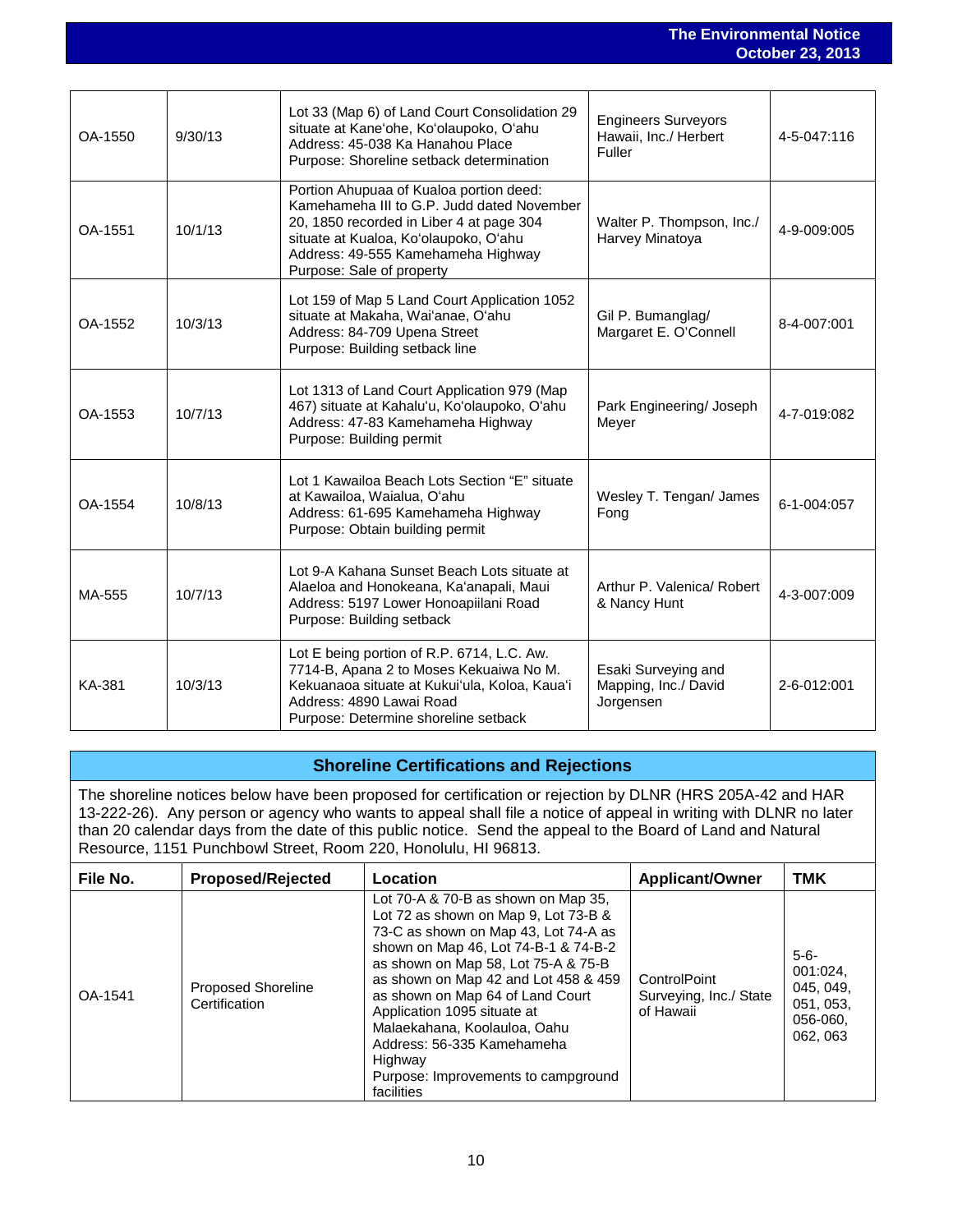| | | | | |
|---|---|---|---|---|
| OA-1550 | 9/30/13 | Lot 33 (Map 6) of Land Court Consolidation 29 situate at Kaneʻohe, Koʻolaupoko, Oʻahu<br>Address: 45-038 Ka Hanahou Place<br>Purpose: Shoreline setback determination | Engineers Surveyors Hawaii, Inc./ Herbert Fuller | 4-5-047:116 |
| OA-1551 | 10/1/13 | Portion Ahupuaa of Kualoa portion deed: Kamehameha III to G.P. Judd dated November 20, 1850 recorded in Liber 4 at page 304 situate at Kualoa, Koʻolaupoko, Oʻahu<br>Address: 49-555 Kamehameha Highway<br>Purpose: Sale of property | Walter P. Thompson, Inc./ Harvey Minatoya | 4-9-009:005 |
| OA-1552 | 10/3/13 | Lot 159 of Map 5 Land Court Application 1052 situate at Makaha, Waiʻanae, Oʻahu<br>Address: 84-709 Upena Street<br>Purpose: Building setback line | Gil P. Bumanglag/ Margaret E. O'Connell | 8-4-007:001 |
| OA-1553 | 10/7/13 | Lot 1313 of Land Court Application 979 (Map 467) situate at Kahaluʻu, Koʻolaupoko, Oʻahu<br>Address: 47-83 Kamehameha Highway<br>Purpose: Building permit | Park Engineering/ Joseph Meyer | 4-7-019:082 |
| OA-1554 | 10/8/13 | Lot 1 Kawailoa Beach Lots Section "E" situate at Kawailoa, Waialua, Oʻahu<br>Address: 61-695 Kamehameha Highway<br>Purpose: Obtain building permit | Wesley T. Tengan/ James Fong | 6-1-004:057 |
| MA-555 | 10/7/13 | Lot 9-A Kahana Sunset Beach Lots situate at Alaeloa and Honokeana, Kaʻanapali, Maui<br>Address: 5197 Lower Honoapiilani Road<br>Purpose: Building setback | Arthur P. Valencia/ Robert & Nancy Hunt | 4-3-007:009 |
| KA-381 | 10/3/13 | Lot E being portion of R.P. 6714, L.C. Aw. 7714-B, Apana 2 to Moses Kekuaiwa No M. Kekuanaoa situate at Kukuiʻula, Koloa, Kauaʻi<br>Address: 4890 Lawai Road<br>Purpose: Determine shoreline setback | Esaki Surveying and Mapping, Inc./ David Jorgensen | 2-6-012:001 |

## Shoreline Certifications and Rejections

The shoreline notices below have been proposed for certification or rejection by DLNR (HRS 205A-42 and HAR 13-222-26). Any person or agency who wants to appeal shall file a notice of appeal in writing with DLNR no later than 20 calendar days from the date of this public notice. Send the appeal to the Board of Land and Natural Resource, 1151 Punchbowl Street, Room 220, Honolulu, HI 96813.

| File No. | Proposed/Rejected | Location | Applicant/Owner | TMK |
|---|---|---|---|---|
| OA-1541 | Proposed Shoreline Certification | Lot 70-A & 70-B as shown on Map 35, Lot 72 as shown on Map 9, Lot 73-B & 73-C as shown on Map 43, Lot 74-A as shown on Map 46, Lot 74-B-1 & 74-B-2 as shown on Map 58, Lot 75-A & 75-B as shown on Map 42 and Lot 458 & 459 as shown on Map 64 of Land Court Application 1095 situate at Malaekahana, Koolauloa, Oahu<br>Address: 56-335 Kamehameha Highway<br>Purpose: Improvements to campground facilities | ControlPoint Surveying, Inc./ State of Hawaii | 5-6-001:024, 045, 049, 051, 053, 056-060, 062, 063 |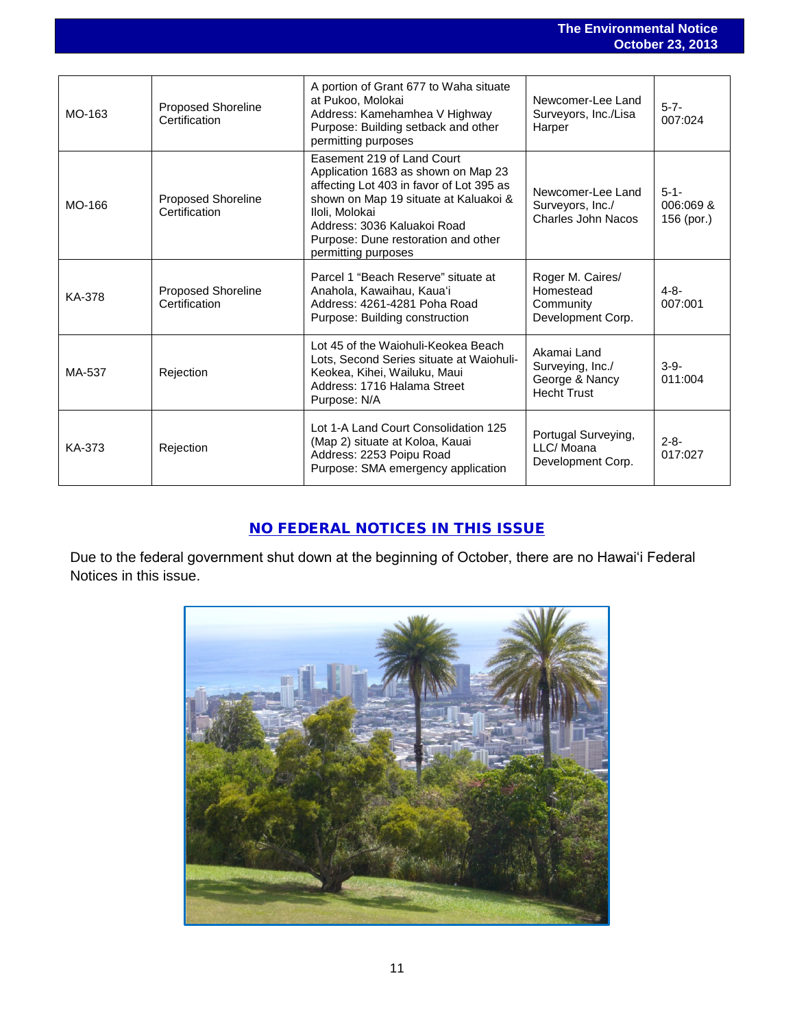| | | | | |
|---|---|---|---|---|
| MO-163 | Proposed Shoreline Certification | A portion of Grant 677 to Waha situate at Pukoo, Molokai<br>Address: Kamehamhea V Highway<br>Purpose: Building setback and other permitting purposes | Newcomer-Lee Land Surveyors, Inc./Lisa Harper | 5-7-007:024 |
| MO-166 | Proposed Shoreline Certification | Easement 219 of Land Court Application 1683 as shown on Map 23 affecting Lot 403 in favor of Lot 395 as shown on Map 19 situate at Kaluakoi & Iloli, Molokai<br>Address: 3036 Kaluakoi Road<br>Purpose: Dune restoration and other permitting purposes | Newcomer-Lee Land Surveyors, Inc./ Charles John Nacos | 5-1-006:069 & 156 (por.) |
| KA-378 | Proposed Shoreline Certification | Parcel 1 "Beach Reserve" situate at Anahola, Kawaihau, Kaua'i<br>Address: 4261-4281 Poha Road<br>Purpose: Building construction | Roger M. Caires/ Homestead Community Development Corp. | 4-8-007:001 |
| MA-537 | Rejection | Lot 45 of the Waiohuli-Keokea Beach Lots, Second Series situate at Waiohuli-Keokea, Kihei, Wailuku, Maui<br>Address: 1716 Halama Street<br>Purpose: N/A | Akamai Land Surveying, Inc./ George & Nancy Hecht Trust | 3-9-011:004 |
| KA-373 | Rejection | Lot 1-A Land Court Consolidation 125 (Map 2) situate at Koloa, Kauai<br>Address: 2253 Poipu Road<br>Purpose: SMA emergency application | Portugal Surveying, LLC/ Moana Development Corp. | 2-8-017:027 |

## NO FEDERAL NOTICES IN THIS ISSUE

Due to the federal government shut down at the beginning of October, there are no Hawai'i Federal Notices in this issue.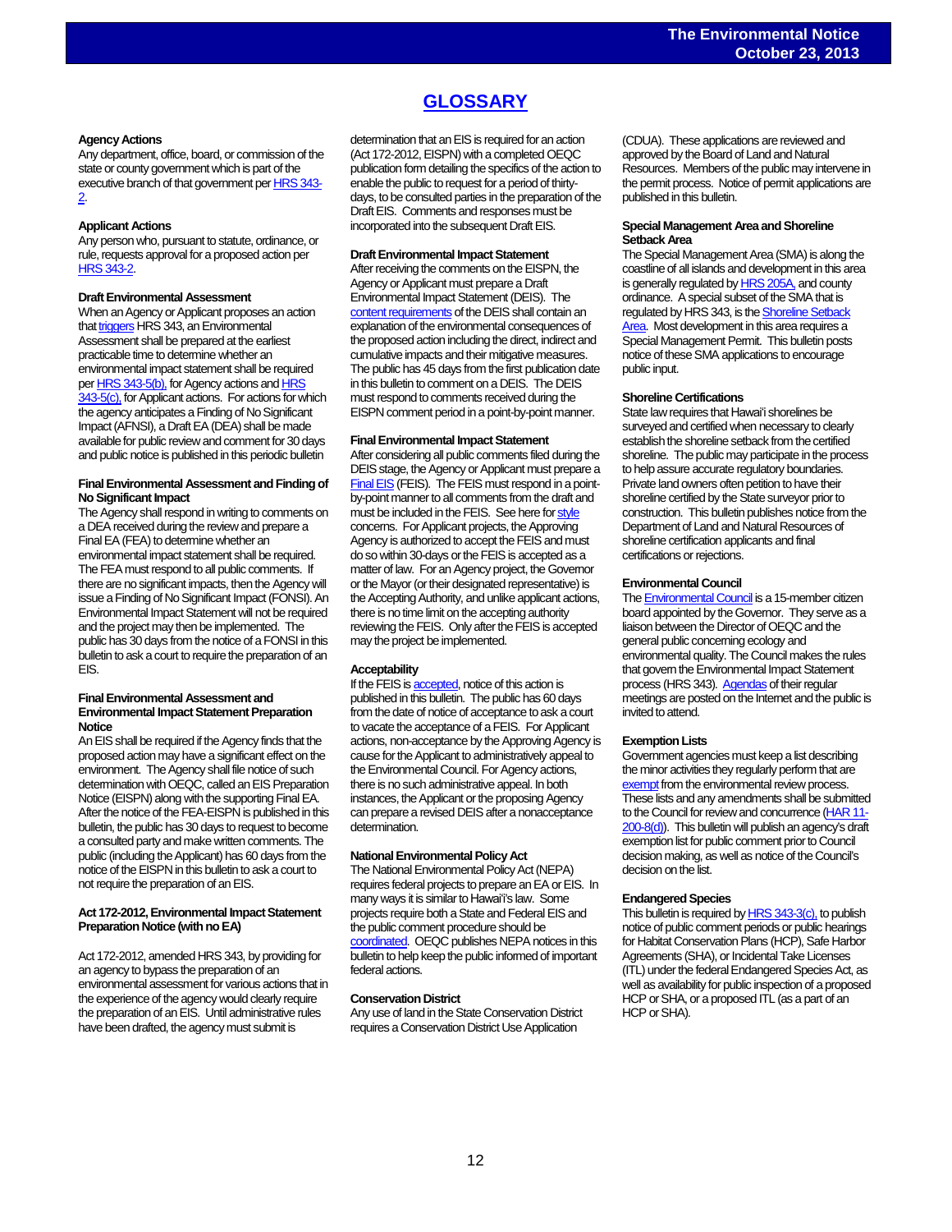# GLOSSARY

**Agency Actions**

Any department, office, board, or commission of the state or county government which is part of the executive branch of that government per HRS 343-2.

**Applicant Actions**

Any person who, pursuant to statute, ordinance, or rule, requests approval for a proposed action per HRS 343-2.

**Draft Environmental Assessment**

When an Agency or Applicant proposes an action that triggers HRS 343, an Environmental Assessment shall be prepared at the earliest practicable time to determine whether an environmental impact statement shall be required per HRS 343-5(b), for Agency actions and HRS 343-5(c), for Applicant actions. For actions for which the agency anticipates a Finding of No Significant Impact (AFNSI), a Draft EA (DEA) shall be made available for public review and comment for 30 days and public notice is published in this periodic bulletin

**Final Environmental Assessment and Finding of No Significant Impact**

The Agency shall respond in writing to comments on a DEA received during the review and prepare a Final EA (FEA) to determine whether an environmental impact statement shall be required. The FEA must respond to all public comments. If there are no significant impacts, then the Agency will issue a Finding of No Significant Impact (FONSI). An Environmental Impact Statement will not be required and the project may then be implemented. The public has 30 days from the notice of a FONSI in this bulletin to ask a court to require the preparation of an EIS.

**Final Environmental Assessment and Environmental Impact Statement Preparation Notice**

An EIS shall be required if the Agency finds that the proposed action may have a significant effect on the environment. The Agency shall file notice of such determination with OEQC, called an EIS Preparation Notice (EISPN) along with the supporting Final EA. After the notice of the FEA-EISPN is published in this bulletin, the public has 30 days to request to become a consulted party and make written comments. The public (including the Applicant) has 60 days from the notice of the EISPN in this bulletin to ask a court to not require the preparation of an EIS.

**Act 172-2012, Environmental Impact Statement Preparation Notice (with no EA)**

Act 172-2012, amended HRS 343, by providing for an agency to bypass the preparation of an environmental assessment for various actions that in the experience of the agency would clearly require the preparation of an EIS. Until administrative rules have been drafted, the agency must submit is determination that an EIS is required for an action (Act 172-2012, EISPN) with a completed OEQC publication form detailing the specifics of the action to enable the public to request for a period of thirty-days, to be consulted parties in the preparation of the Draft EIS. Comments and responses must be incorporated into the subsequent Draft EIS.

**Draft Environmental Impact Statement**

After receiving the comments on the EISPN, the Agency or Applicant must prepare a Draft Environmental Impact Statement (DEIS). The content requirements of the DEIS shall contain an explanation of the environmental consequences of the proposed action including the direct, indirect and cumulative impacts and their mitigative measures. The public has 45 days from the first publication date in this bulletin to comment on a DEIS. The DEIS must respond to comments received during the EISPN comment period in a point-by-point manner.

**Final Environmental Impact Statement**

After considering all public comments filed during the DEIS stage, the Agency or Applicant must prepare a Final EIS (FEIS). The FEIS must respond in a point-by-point manner to all comments from the draft and must be included in the FEIS. See here for style concerns. For Applicant projects, the Approving Agency is authorized to accept the FEIS and must do so within 30-days or the FEIS is accepted as a matter of law. For an Agency project, the Governor or the Mayor (or their designated representative) is the Accepting Authority, and unlike applicant actions, there is no time limit on the accepting authority reviewing the FEIS. Only after the FEIS is accepted may the project be implemented.

**Acceptability**

If the FEIS is accepted, notice of this action is published in this bulletin. The public has 60 days from the date of notice of acceptance to ask a court to vacate the acceptance of a FEIS. For Applicant actions, non-acceptance by the Approving Agency is cause for the Applicant to administratively appeal to the Environmental Council. For Agency actions, there is no such administrative appeal. In both instances, the Applicant or the proposing Agency can prepare a revised DEIS after a nonacceptance determination.

**National Environmental Policy Act**

The National Environmental Policy Act (NEPA) requires federal projects to prepare an EA or EIS. In many ways it is similar to Hawai'i's law. Some projects require both a State and Federal EIS and the public comment procedure should be coordinated. OEQC publishes NEPA notices in this bulletin to help keep the public informed of important federal actions.

**Conservation District**

Any use of land in the State Conservation District requires a Conservation District Use Application (CDUA). These applications are reviewed and approved by the Board of Land and Natural Resources. Members of the public may intervene in the permit process. Notice of permit applications are published in this bulletin.

**Special Management Area and Shoreline Setback Area**

The Special Management Area (SMA) is along the coastline of all islands and development in this area is generally regulated by HRS 205A, and county ordinance. A special subset of the SMA that is regulated by HRS 343, is the Shoreline Setback Area. Most development in this area requires a Special Management Permit. This bulletin posts notice of these SMA applications to encourage public input.

**Shoreline Certifications**

State law requires that Hawai'i shorelines be surveyed and certified when necessary to clearly establish the shoreline setback from the certified shoreline. The public may participate in the process to help assure accurate regulatory boundaries. Private land owners often petition to have their shoreline certified by the State surveyor prior to construction. This bulletin publishes notice from the Department of Land and Natural Resources of shoreline certification applicants and final certifications or rejections.

**Environmental Council**

The Environmental Council is a 15-member citizen board appointed by the Governor. They serve as a liaison between the Director of OEQC and the general public concerning ecology and environmental quality. The Council makes the rules that govern the Environmental Impact Statement process (HRS 343). Agendas of their regular meetings are posted on the Internet and the public is invited to attend.

**Exemption Lists**

Government agencies must keep a list describing the minor activities they regularly perform that are exempt from the environmental review process. These lists and any amendments shall be submitted to the Council for review and concurrence (HAR 11-200-8(d)). This bulletin will publish an agency's draft exemption list for public comment prior to Council decision making, as well as notice of the Council's decision on the list.

**Endangered Species**

This bulletin is required by HRS 343-3(c), to publish notice of public comment periods or public hearings for Habitat Conservation Plans (HCP), Safe Harbor Agreements (SHA), or Incidental Take Licenses (ITL) under the federal Endangered Species Act, as well as availability for public inspection of a proposed HCP or SHA, or a proposed ITL (as a part of an HCP or SHA).